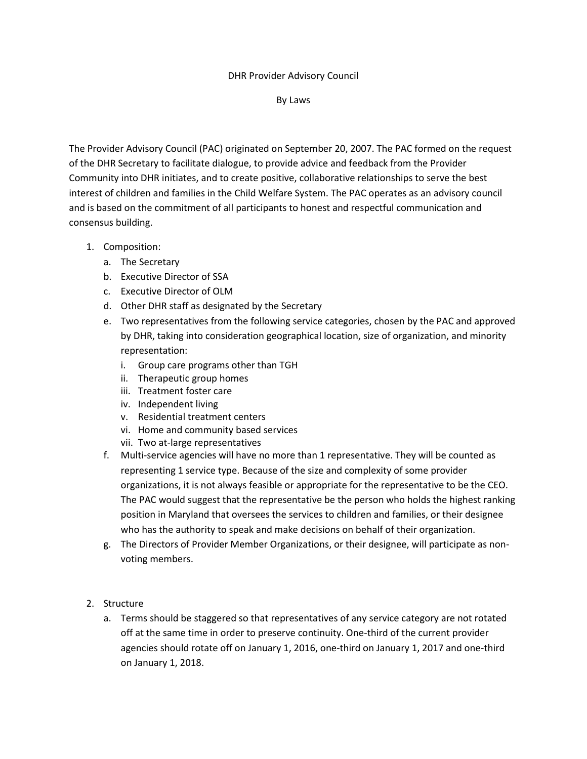# DHR Provider Advisory Council

## By Laws

The Provider Advisory Council (PAC) originated on September 20, 2007. The PAC formed on the request of the DHR Secretary to facilitate dialogue, to provide advice and feedback from the Provider Community into DHR initiates, and to create positive, collaborative relationships to serve the best interest of children and families in the Child Welfare System. The PAC operates as an advisory council and is based on the commitment of all participants to honest and respectful communication and consensus building.

1. Composition:
   a. The Secretary
   b. Executive Director of SSA
   c. Executive Director of OLM
   d. Other DHR staff as designated by the Secretary
   e. Two representatives from the following service categories, chosen by the PAC and approved by DHR, taking into consideration geographical location, size of organization, and minority representation:
      i. Group care programs other than TGH
      ii. Therapeutic group homes
      iii. Treatment foster care
      iv. Independent living
      v. Residential treatment centers
      vi. Home and community based services
      vii. Two at-large representatives
   f. Multi-service agencies will have no more than 1 representative. They will be counted as representing 1 service type. Because of the size and complexity of some provider organizations, it is not always feasible or appropriate for the representative to be the CEO. The PAC would suggest that the representative be the person who holds the highest ranking position in Maryland that oversees the services to children and families, or their designee who has the authority to speak and make decisions on behalf of their organization.
   g. The Directors of Provider Member Organizations, or their designee, will participate as non-voting members.

2. Structure
   a. Terms should be staggered so that representatives of any service category are not rotated off at the same time in order to preserve continuity. One-third of the current provider agencies should rotate off on January 1, 2016, one-third on January 1, 2017 and one-third on January 1, 2018.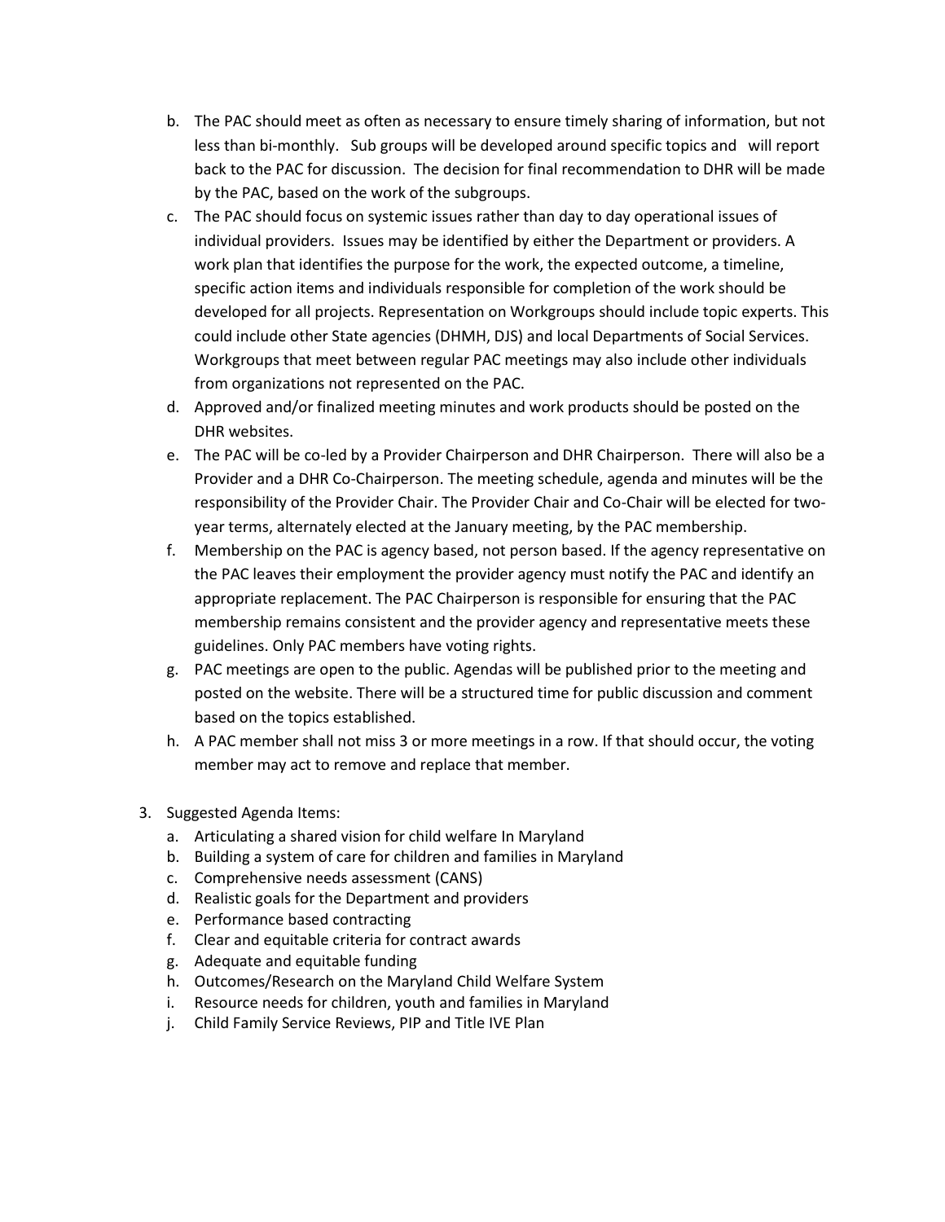b. The PAC should meet as often as necessary to ensure timely sharing of information, but not less than bi-monthly. Sub groups will be developed around specific topics and will report back to the PAC for discussion. The decision for final recommendation to DHR will be made by the PAC, based on the work of the subgroups.

c. The PAC should focus on systemic issues rather than day to day operational issues of individual providers. Issues may be identified by either the Department or providers. A work plan that identifies the purpose for the work, the expected outcome, a timeline, specific action items and individuals responsible for completion of the work should be developed for all projects. Representation on Workgroups should include topic experts. This could include other State agencies (DHMH, DJS) and local Departments of Social Services. Workgroups that meet between regular PAC meetings may also include other individuals from organizations not represented on the PAC.

d. Approved and/or finalized meeting minutes and work products should be posted on the DHR websites.

e. The PAC will be co-led by a Provider Chairperson and DHR Chairperson. There will also be a Provider and a DHR Co-Chairperson. The meeting schedule, agenda and minutes will be the responsibility of the Provider Chair. The Provider Chair and Co-Chair will be elected for two-year terms, alternately elected at the January meeting, by the PAC membership.

f. Membership on the PAC is agency based, not person based. If the agency representative on the PAC leaves their employment the provider agency must notify the PAC and identify an appropriate replacement. The PAC Chairperson is responsible for ensuring that the PAC membership remains consistent and the provider agency and representative meets these guidelines. Only PAC members have voting rights.

g. PAC meetings are open to the public. Agendas will be published prior to the meeting and posted on the website. There will be a structured time for public discussion and comment based on the topics established.

h. A PAC member shall not miss 3 or more meetings in a row. If that should occur, the voting member may act to remove and replace that member.

3. Suggested Agenda Items:
   a. Articulating a shared vision for child welfare In Maryland
   b. Building a system of care for children and families in Maryland
   c. Comprehensive needs assessment (CANS)
   d. Realistic goals for the Department and providers
   e. Performance based contracting
   f. Clear and equitable criteria for contract awards
   g. Adequate and equitable funding
   h. Outcomes/Research on the Maryland Child Welfare System
   i. Resource needs for children, youth and families in Maryland
   j. Child Family Service Reviews, PIP and Title IVE Plan